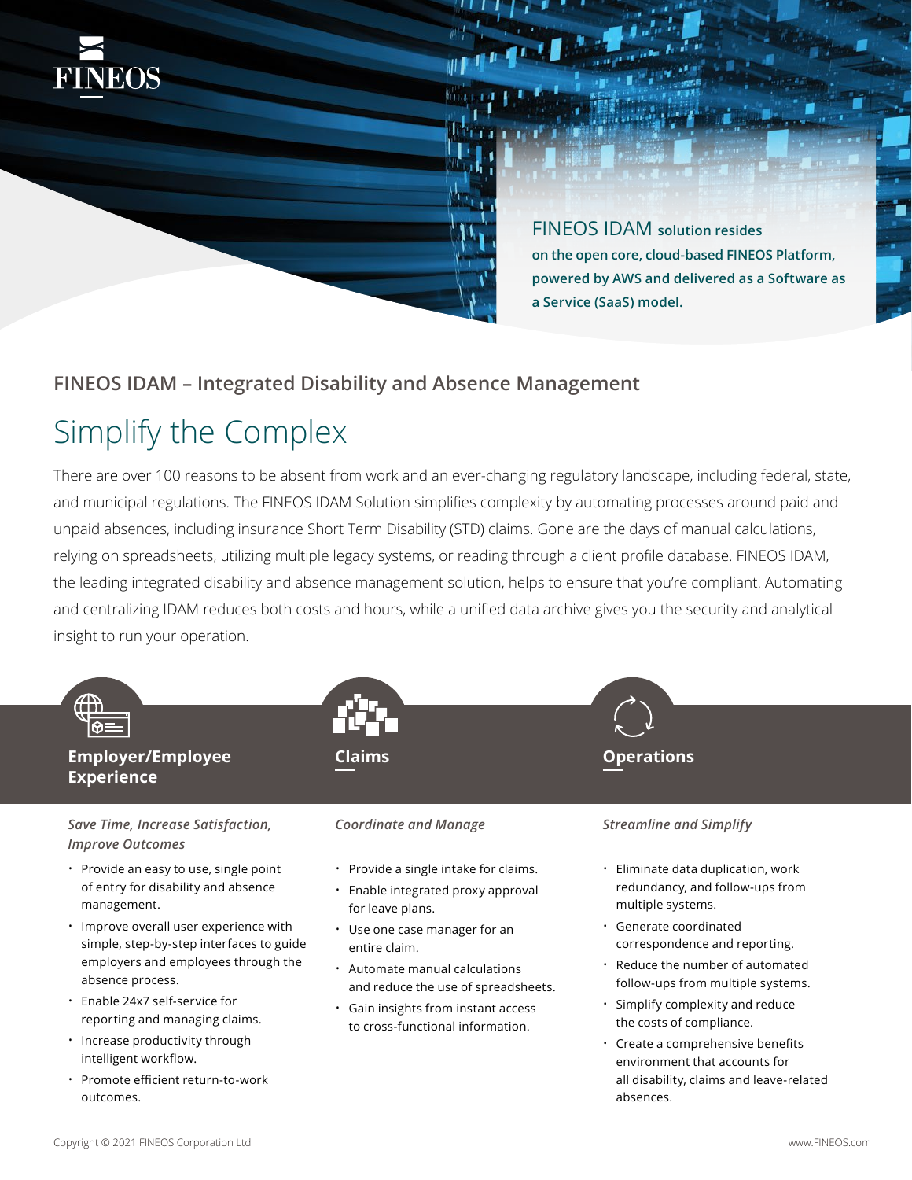FINEOS IDAM solution resides on the open core, cloud-based FINEOS Platform, powered by AWS and delivered as a Software as a Service (SaaS) model.

## FINEOS IDAM – Integrated Disability and Absence Management

# Simplify the Complex

There are over 100 reasons to be absent from work and an ever-changing regulatory landscape, including federal, state, and municipal regulations. The FINEOS IDAM Solution simplifies complexity by automating processes around paid and unpaid absences, including insurance Short Term Disability (STD) claims. Gone are the days of manual calculations, relying on spreadsheets, utilizing multiple legacy systems, or reading through a client profile database. FINEOS IDAM, the leading integrated disability and absence management solution, helps to ensure that you're compliant. Automating and centralizing IDAM reduces both costs and hours, while a unified data archive gives you the security and analytical insight to run your operation.

### Employer/Employee Experience

*Save Time, Increase Satisfaction, Improve Outcomes*

- Provide an easy to use, single point of entry for disability and absence management.
- Improve overall user experience with simple, step-by-step interfaces to guide employers and employees through the absence process.
- Enable 24x7 self-service for reporting and managing claims.
- Increase productivity through intelligent workflow.
- Promote efficient return-to-work outcomes.

### Claims

*Coordinate and Manage*

- Provide a single intake for claims.
- Enable integrated proxy approval for leave plans.
- Use one case manager for an entire claim.
- Automate manual calculations and reduce the use of spreadsheets.
- Gain insights from instant access to cross-functional information.

### Operations

*Streamline and Simplify*

- Eliminate data duplication, work redundancy, and follow-ups from multiple systems.
- Generate coordinated correspondence and reporting.
- Reduce the number of automated follow-ups from multiple systems.
- Simplify complexity and reduce the costs of compliance.
- Create a comprehensive benefits environment that accounts for all disability, claims and leave-related absences.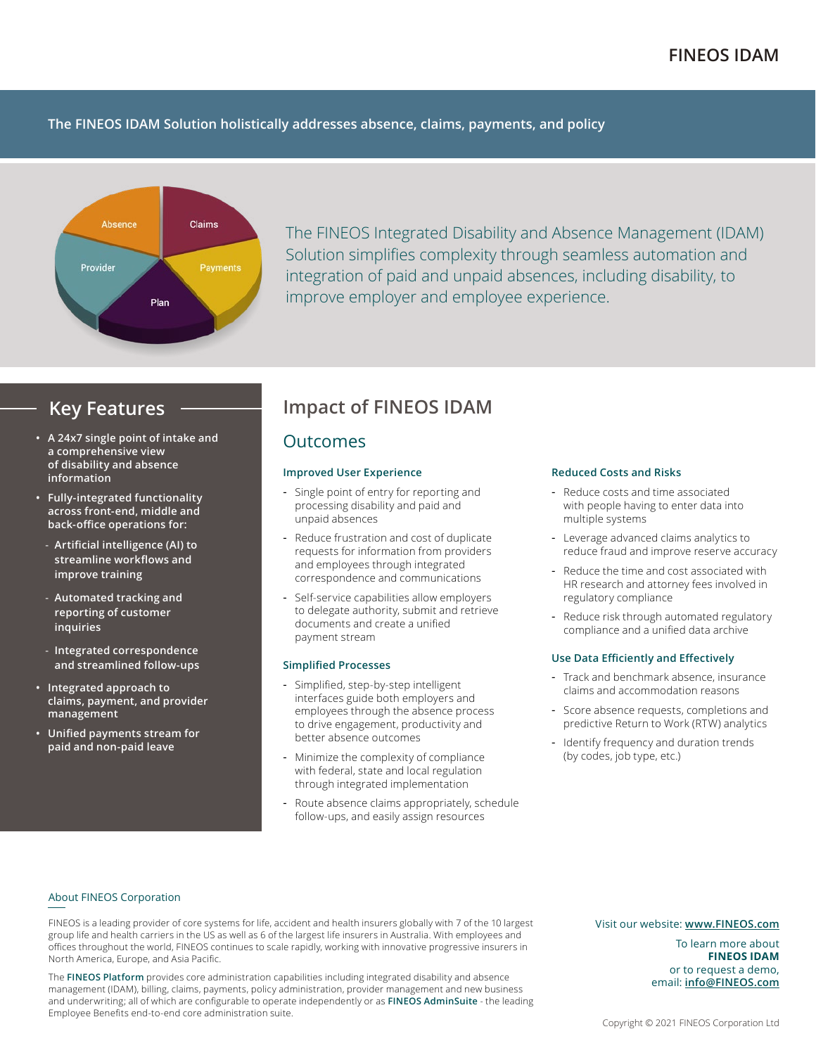# FINEOS IDAM

**The FINEOS IDAM Solution holistically addresses absence, claims, payments, and policy**

Absence
Claims
Provider
Payments
Plan

The FINEOS Integrated Disability and Absence Management (IDAM) Solution simplifies complexity through seamless automation and integration of paid and unpaid absences, including disability, to improve employer and employee experience.

## Key Features

- A 24x7 single point of intake and a comprehensive view of disability and absence information
- Fully-integrated functionality across front-end, middle and back-office operations for:
  - Artificial intelligence (AI) to streamline workflows and improve training
  - Automated tracking and reporting of customer inquiries
  - Integrated correspondence and streamlined follow-ups
- Integrated approach to claims, payment, and provider management
- Unified payments stream for paid and non-paid leave

## Impact of FINEOS IDAM

### Outcomes

#### Improved User Experience

- Single point of entry for reporting and processing disability and paid and unpaid absences
- Reduce frustration and cost of duplicate requests for information from providers and employees through integrated correspondence and communications
- Self-service capabilities allow employers to delegate authority, submit and retrieve documents and create a unified payment stream

#### Simplified Processes

- Simplified, step-by-step intelligent interfaces guide both employers and employees through the absence process to drive engagement, productivity and better absence outcomes
- Minimize the complexity of compliance with federal, state and local regulation through integrated implementation
- Route absence claims appropriately, schedule follow-ups, and easily assign resources

#### Reduced Costs and Risks

- Reduce costs and time associated with people having to enter data into multiple systems
- Leverage advanced claims analytics to reduce fraud and improve reserve accuracy
- Reduce the time and cost associated with HR research and attorney fees involved in regulatory compliance
- Reduce risk through automated regulatory compliance and a unified data archive

#### Use Data Efficiently and Effectively

- Track and benchmark absence, insurance claims and accommodation reasons
- Score absence requests, completions and predictive Return to Work (RTW) analytics
- Identify frequency and duration trends (by codes, job type, etc.)

### About FINEOS Corporation

FINEOS is a leading provider of core systems for life, accident and health insurers globally with 7 of the 10 largest group life and health carriers in the US as well as 6 of the largest life insurers in Australia. With employees and offices throughout the world, FINEOS continues to scale rapidly, working with innovative progressive insurers in North America, Europe, and Asia Pacific.

The **FINEOS Platform** provides core administration capabilities including integrated disability and absence management (IDAM), billing, claims, payments, policy administration, provider management and new business and underwriting; all of which are configurable to operate independently or as **FINEOS AdminSuite** - the leading Employee Benefits end-to-end core administration suite.

Visit our website: **www.FINEOS.com**

To learn more about **FINEOS IDAM** or to request a demo, email: **info@FINEOS.com**

Copyright © 2021 FINEOS Corporation Ltd